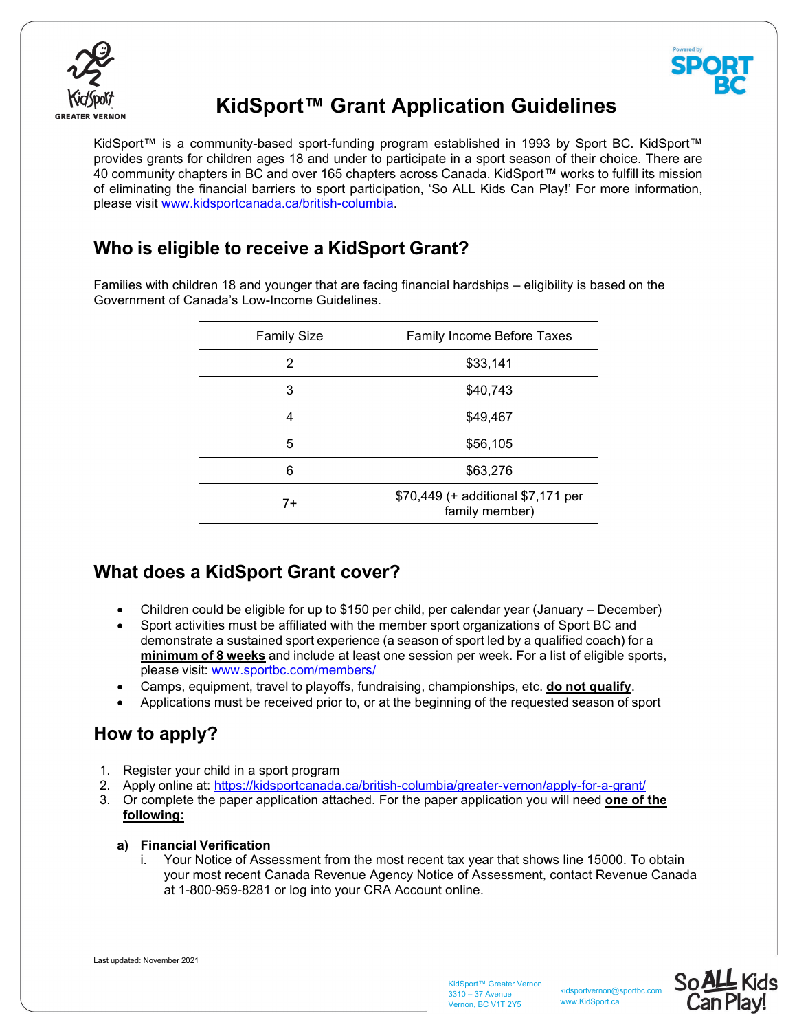# KidSport™ Grant Application Guidelines

KidSport™ is a community-based sport-funding program established in 1993 by Sport BC. KidSport™ provides grants for children ages 18 and under to participate in a sport season of their choice. There are 40 community chapters in BC and over 165 chapters across Canada. KidSport™ works to fulfill its mission of eliminating the financial barriers to sport participation, 'So ALL Kids Can Play!' For more information, please visit www.kidsportcanada.ca/british-columbia.

## Who is eligible to receive a KidSport Grant?

Families with children 18 and younger that are facing financial hardships – eligibility is based on the Government of Canada's Low-Income Guidelines.

| Family Size | Family Income Before Taxes |
|---|---|
| 2 | $33,141 |
| 3 | $40,743 |
| 4 | $49,467 |
| 5 | $56,105 |
| 6 | $63,276 |
| 7+ | $70,449 (+ additional $7,171 per family member) |

## What does a KidSport Grant cover?

- Children could be eligible for up to $150 per child, per calendar year (January – December)
- Sport activities must be affiliated with the member sport organizations of Sport BC and demonstrate a sustained sport experience (a season of sport led by a qualified coach) for a **minimum of 8 weeks** and include at least one session per week. For a list of eligible sports, please visit: www.sportbc.com/members/
- Camps, equipment, travel to playoffs, fundraising, championships, etc. **do not qualify**.
- Applications must be received prior to, or at the beginning of the requested season of sport

## How to apply?

1. Register your child in a sport program
2. Apply online at: https://kidsportcanada.ca/british-columbia/greater-vernon/apply-for-a-grant/
3. Or complete the paper application attached. For the paper application you will need **one of the following:**

   **a) Financial Verification**

   i. Your Notice of Assessment from the most recent tax year that shows line 15000. To obtain your most recent Canada Revenue Agency Notice of Assessment, contact Revenue Canada at 1-800-959-8281 or log into your CRA Account online.

Last updated: November 2021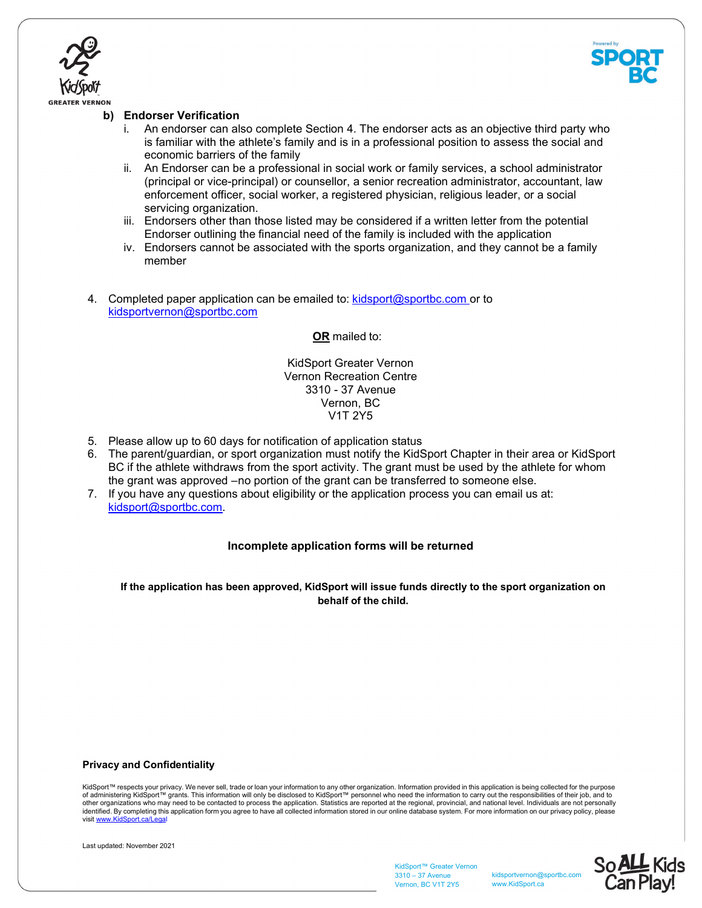**b) Endorser Verification**

i. An endorser can also complete Section 4. The endorser acts as an objective third party who is familiar with the athlete's family and is in a professional position to assess the social and economic barriers of the family

ii. An Endorser can be a professional in social work or family services, a school administrator (principal or vice-principal) or counsellor, a senior recreation administrator, accountant, law enforcement officer, social worker, a registered physician, religious leader, or a social servicing organization.

iii. Endorsers other than those listed may be considered if a written letter from the potential Endorser outlining the financial need of the family is included with the application

iv. Endorsers cannot be associated with the sports organization, and they cannot be a family member

4. Completed paper application can be emailed to: kidsport@sportbc.com or to kidsportvernon@sportbc.com

**OR** mailed to:

KidSport Greater Vernon
Vernon Recreation Centre
3310 - 37 Avenue
Vernon, BC
V1T 2Y5

5. Please allow up to 60 days for notification of application status
6. The parent/guardian, or sport organization must notify the KidSport Chapter in their area or KidSport BC if the athlete withdraws from the sport activity. The grant must be used by the athlete for whom the grant was approved –no portion of the grant can be transferred to someone else.
7. If you have any questions about eligibility or the application process you can email us at: kidsport@sportbc.com.

**Incomplete application forms will be returned**

**If the application has been approved, KidSport will issue funds directly to the sport organization on behalf of the child.**

**Privacy and Confidentiality**

KidSport™ respects your privacy. We never sell, trade or loan your information to any other organization. Information provided in this application is being collected for the purpose of administering KidSport™ grants. This information will only be disclosed to KidSport™ personnel who need the information to carry out the responsibilities of their job, and to other organizations who may need to be contacted to process the application. Statistics are reported at the regional, provincial, and national level. Individuals are not personally identified. By completing this application form you agree to have all collected information stored in our online database system. For more information on our privacy policy, please visit www.KidSport.ca/Legal

Last updated: November 2021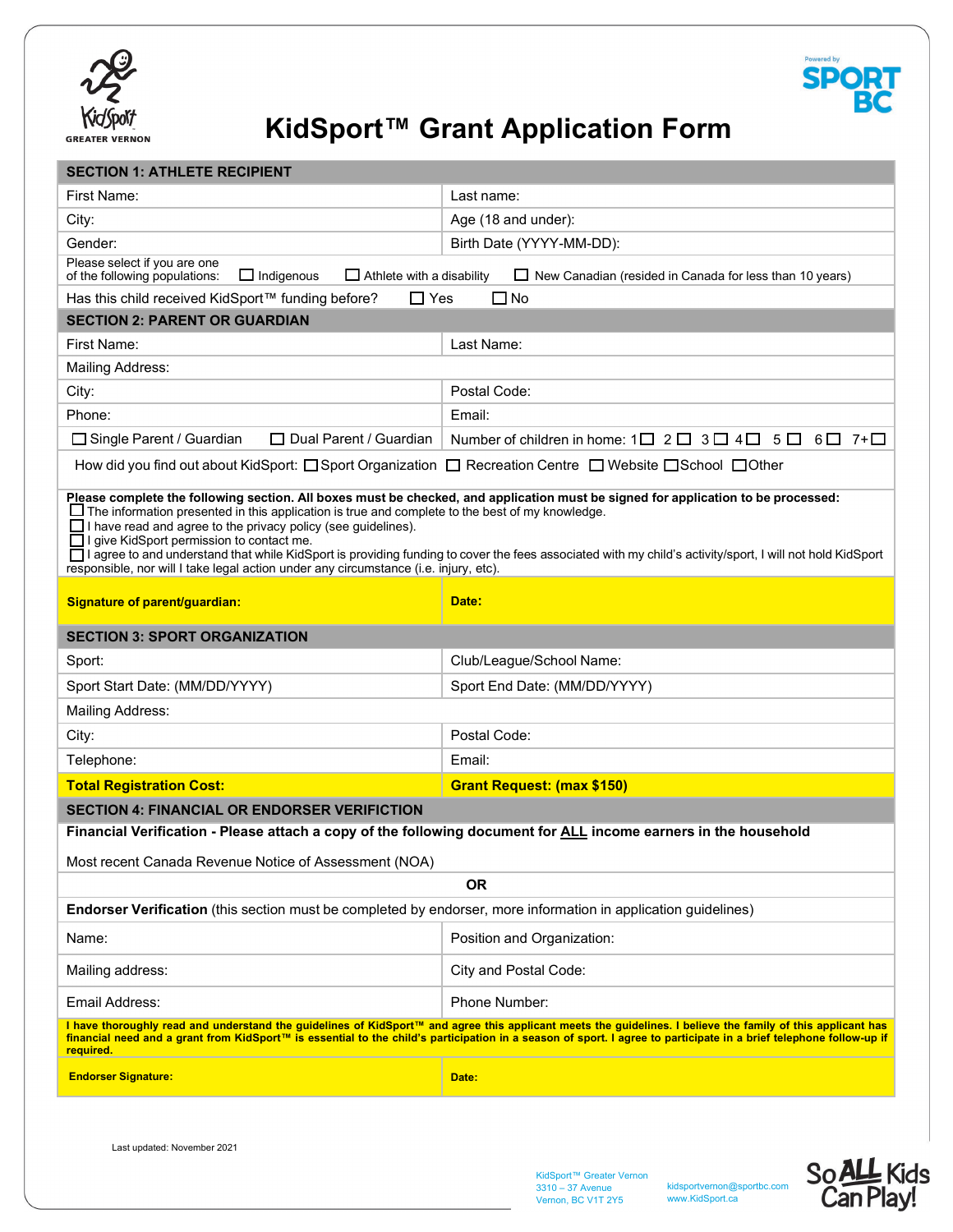KidSport GREATER VERNON

Powered by SPORT BC

# KidSport™ Grant Application Form

| **SECTION 1: ATHLETE RECIPIENT** | |
|---|---|
| First Name: | Last name: |
| City: | Age (18 and under): |
| Gender: | Birth Date (YYYY-MM-DD): |
| Please select if you are one of the following populations: ☐ Indigenous ☐ Athlete with a disability ☐ New Canadian (resided in Canada for less than 10 years) | |
| Has this child received KidSport™ funding before? ☐ Yes ☐ No | |
| **SECTION 2: PARENT OR GUARDIAN** | |
| First Name: | Last Name: |
| Mailing Address: | |
| City: | Postal Code: |
| Phone: | Email: |
| ☐ Single Parent / Guardian ☐ Dual Parent / Guardian | Number of children in home: 1☐ 2☐ 3☐ 4☐ 5☐ 6☐ 7+☐ |
| How did you find out about KidSport: ☐ Sport Organization ☐ Recreation Centre ☐ Website ☐ School ☐ Other | |

**Please complete the following section. All boxes must be checked, and application must be signed for application to be processed:**

☐ The information presented in this application is true and complete to the best of my knowledge.
☐ I have read and agree to the privacy policy (see guidelines).
☐ I give KidSport permission to contact me.
☐ I agree to and understand that while KidSport is providing funding to cover the fees associated with my child's activity/sport, I will not hold KidSport responsible, nor will I take legal action under any circumstance (i.e. injury, etc).

| | |
|---|---|
| **Signature of parent/guardian:** | **Date:** |
| **SECTION 3: SPORT ORGANIZATION** | |
| Sport: | Club/League/School Name: |
| Sport Start Date: (MM/DD/YYYY) | Sport End Date: (MM/DD/YYYY) |
| Mailing Address: | |
| City: | Postal Code: |
| Telephone: | Email: |
| **Total Registration Cost:** | **Grant Request: (max $150)** |
| **SECTION 4: FINANCIAL OR ENDORSER VERIFICATION** | |

**Financial Verification - Please attach a copy of the following document for ALL income earners in the household**

Most recent Canada Revenue Notice of Assessment (NOA)

**OR**

**Endorser Verification** (this section must be completed by endorser, more information in application guidelines)

| | |
|---|---|
| Name: | Position and Organization: |
| Mailing address: | City and Postal Code: |
| Email Address: | Phone Number: |

**I have thoroughly read and understand the guidelines of KidSport™ and agree this applicant meets the guidelines. I believe the family of this applicant has financial need and a grant from KidSport™ is essential to the child's participation in a season of sport. I agree to participate in a brief telephone follow-up if required.**

| | |
|---|---|
| **Endorser Signature:** | **Date:** |

Last updated: November 2021

KidSport™ Greater Vernon
3310 – 37 Avenue
Vernon, BC V1T 2Y5

kidsportvernon@sportbc.com
www.KidSport.ca

So ALL Kids Can Play!